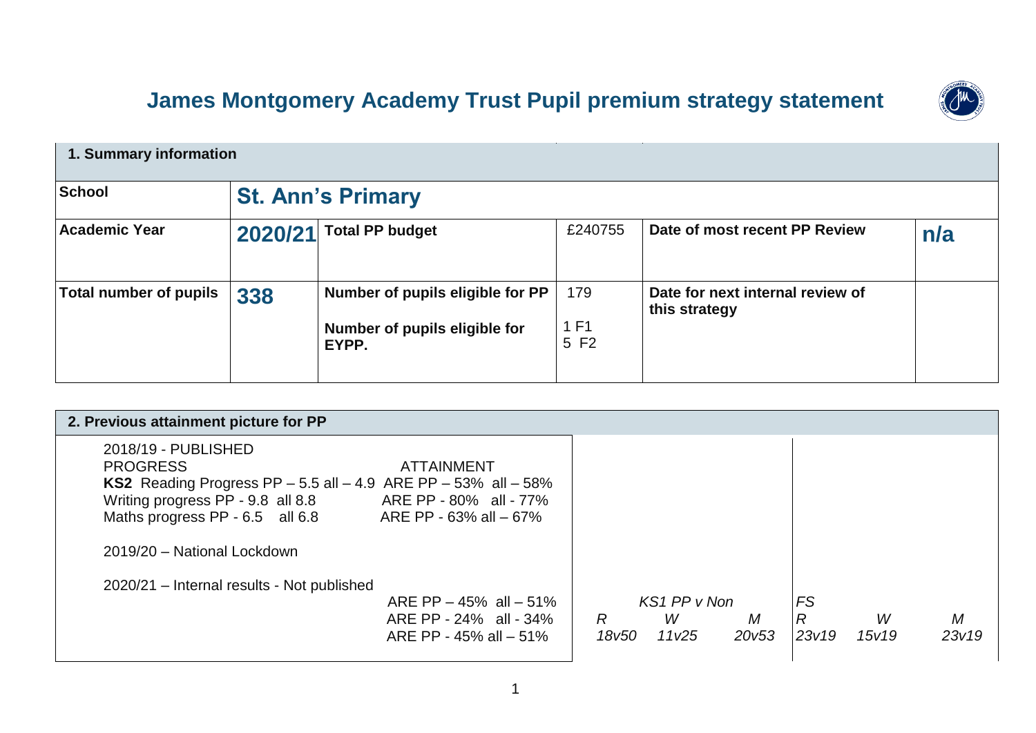# James Montgomery Academy Trust Pupil premium strategy statement

| 1. Summary information | | | | | |
|---|---|---|---|---|---|
| **School** | **St. Ann's Primary** | | | | |
| **Academic Year** | **2020/21** | **Total PP budget** | £240755 | **Date of most recent PP Review** | **n/a** |
| **Total number of pupils** | **338** | **Number of pupils eligible for PP**<br><br>**Number of pupils eligible for EYPP.** | 179<br><br>1 F1<br>5 F2 | **Date for next internal review of this strategy** | |

| 2. Previous attainment picture for PP | | |
|---|---|---|
| 2018/19 - PUBLISHED<br>PROGRESS ATTAINMENT<br>**KS2** Reading Progress PP – 5.5 all – 4.9 ARE PP – 53% all – 58%<br>Writing progress PP - 9.8 all 8.8 ARE PP - 80% all - 77%<br>Maths progress PP - 6.5 all 6.8 ARE PP - 63% all – 67%<br><br>2019/20 – National Lockdown<br><br>2020/21 – Internal results - Not published<br>ARE PP – 45% all – 51%<br>ARE PP - 24% all - 34%<br>ARE PP - 45% all – 51% | *KS1 PP v Non*<br>*R* *18v50*<br>*W* *11v25*<br>*M* *20v53* | *FS*<br>*R* *23v19*<br>*W* *15v19*<br>*M* *23v19* |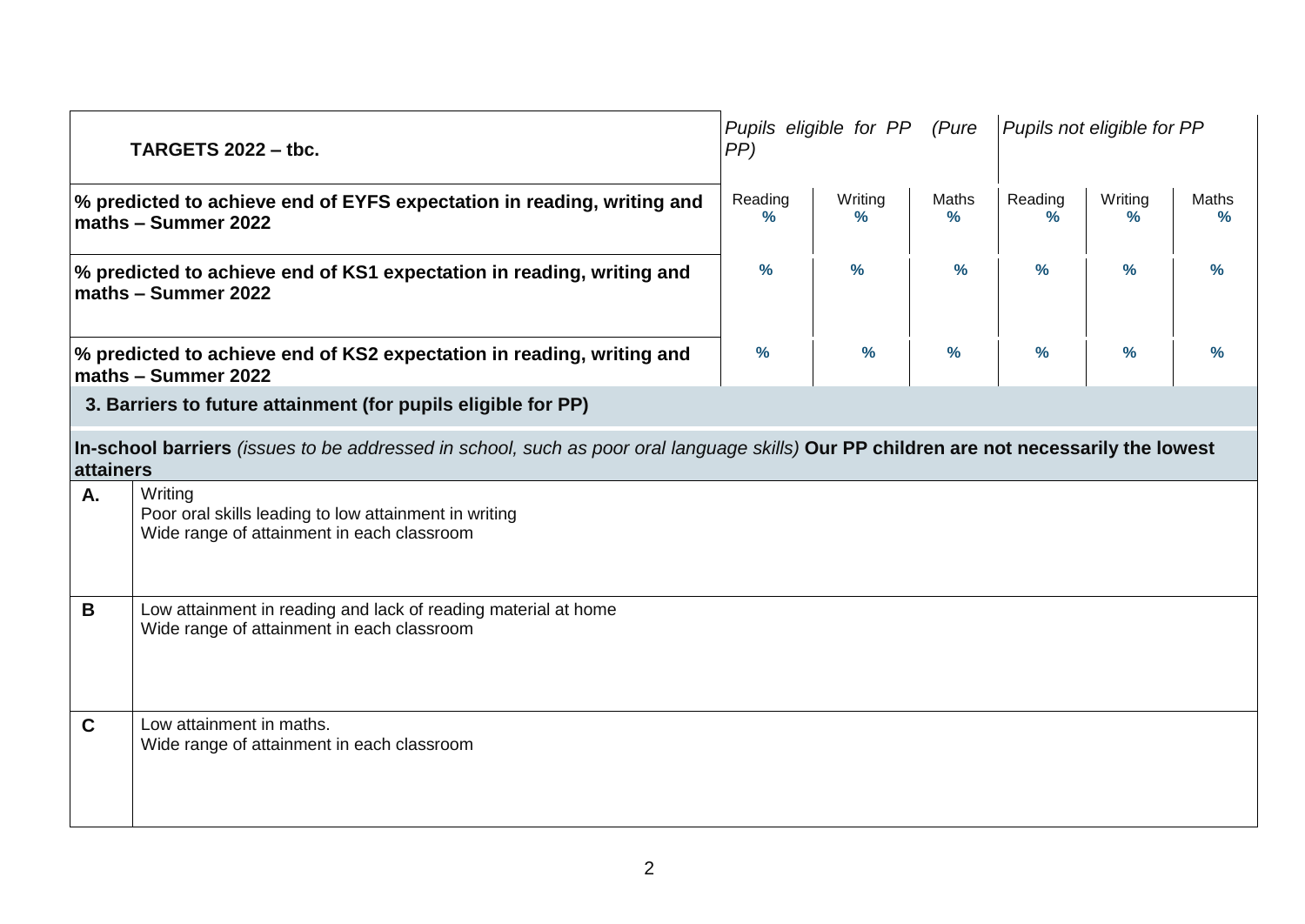| **TARGETS 2022 – tbc.** | *Pupils eligible for PP (Pure PP)* | | | *Pupils not eligible for PP* | | |
|---|---|---|---|---|---|---|
| **% predicted to achieve end of EYFS expectation in reading, writing and maths – Summer 2022** | Reading % | Writing % | Maths % | Reading % | Writing % | Maths % |
| **% predicted to achieve end of KS1 expectation in reading, writing and maths – Summer 2022** | % | % | % | % | % | % |
| **% predicted to achieve end of KS2 expectation in reading, writing and maths – Summer 2022** | % | % | % | % | % | % |

## 3. Barriers to future attainment (for pupils eligible for PP)

**In-school barriers** *(issues to be addressed in school, such as poor oral language skills)* **Our PP children are not necessarily the lowest attainers**

| | |
|---|---|
| **A.** | Writing<br>Poor oral skills leading to low attainment in writing<br>Wide range of attainment in each classroom |
| **B** | Low attainment in reading and lack of reading material at home<br>Wide range of attainment in each classroom |
| **C** | Low attainment in maths.<br>Wide range of attainment in each classroom |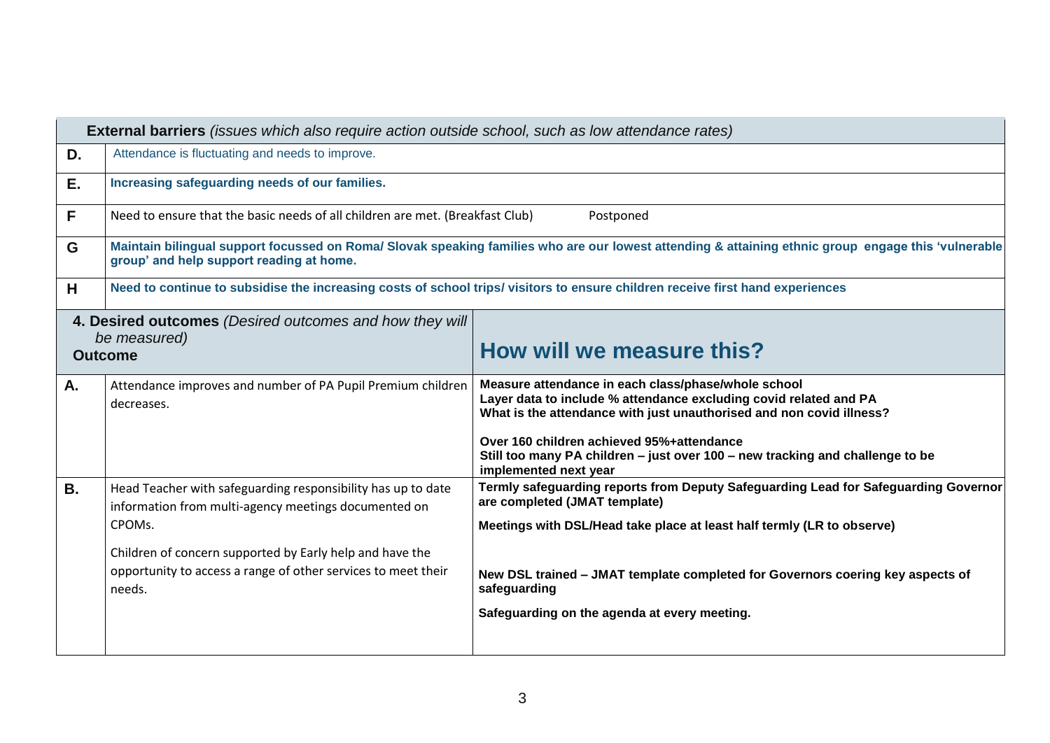| **External barriers** *(issues which also require action outside school, such as low attendance rates)* | | |
|---|---|---|
| **D.** | Attendance is fluctuating and needs to improve. | |
| **E.** | **Increasing safeguarding needs of our families.** | |
| **F** | Need to ensure that the basic needs of all children are met. (Breakfast Club) Postponed | |
| **G** | **Maintain bilingual support focussed on Roma/ Slovak speaking families who are our lowest attending & attaining ethnic group engage this 'vulnerable group' and help support reading at home.** | |
| **H** | **Need to continue to subsidise the increasing costs of school trips/ visitors to ensure children receive first hand experiences** | |

| **4. Desired outcomes** *(Desired outcomes and how they will be measured)* **Outcome** | | **How will we measure this?** |
|---|---|---|
| **A.** | Attendance improves and number of PA Pupil Premium children decreases. | **Measure attendance in each class/phase/whole school**<br>**Layer data to include % attendance excluding covid related and PA**<br>**What is the attendance with just unauthorised and non covid illness?**<br><br>**Over 160 children achieved 95%+attendance**<br>**Still too many PA children – just over 100 – new tracking and challenge to be implemented next year** |
| **B.** | Head Teacher with safeguarding responsibility has up to date information from multi-agency meetings documented on CPOMs.<br><br>Children of concern supported by Early help and have the opportunity to access a range of other services to meet their needs. | **Termly safeguarding reports from Deputy Safeguarding Lead for Safeguarding Governor are completed (JMAT template)**<br><br>**Meetings with DSL/Head take place at least half termly (LR to observe)**<br><br>**New DSL trained – JMAT template completed for Governors coering key aspects of safeguarding**<br><br>**Safeguarding on the agenda at every meeting.** |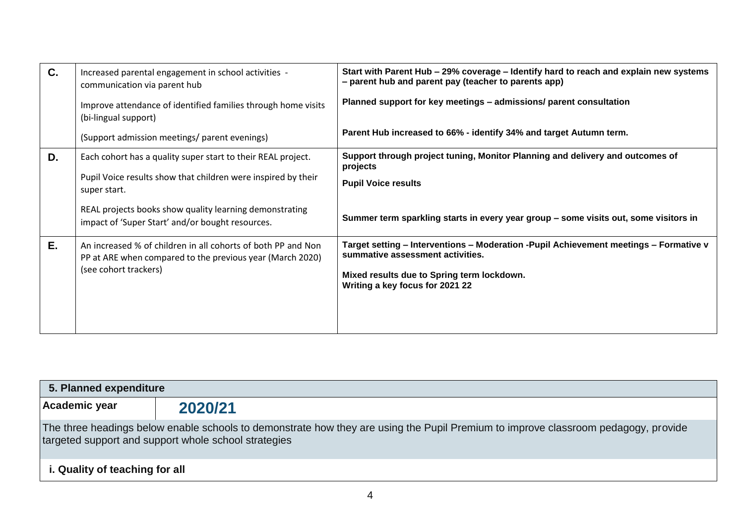| | | |
|---|---|---|
| **C.** | Increased parental engagement in school activities - communication via parent hub<br><br>Improve attendance of identified families through home visits (bi-lingual support)<br><br>(Support admission meetings/ parent evenings) | **Start with Parent Hub – 29% coverage – Identify hard to reach and explain new systems – parent hub and parent pay (teacher to parents app)**<br><br>**Planned support for key meetings – admissions/ parent consultation**<br><br>**Parent Hub increased to 66% - identify 34% and target Autumn term.** |
| **D.** | Each cohort has a quality super start to their REAL project.<br><br>Pupil Voice results show that children were inspired by their super start.<br><br>REAL projects books show quality learning demonstrating impact of 'Super Start' and/or bought resources. | **Support through project tuning, Monitor Planning and delivery and outcomes of projects**<br><br>**Pupil Voice results**<br><br>**Summer term sparkling starts in every year group – some visits out, some visitors in** |
| **E.** | An increased % of children in all cohorts of both PP and Non PP at ARE when compared to the previous year (March 2020) (see cohort trackers) | **Target setting – Interventions – Moderation -Pupil Achievement meetings – Formative v summative assessment activities.**<br><br>**Mixed results due to Spring term lockdown.**<br>**Writing a key focus for 2021 22** |

| **5. Planned expenditure** | |
|---|---|
| **Academic year** | **2020/21** |
| The three headings below enable schools to demonstrate how they are using the Pupil Premium to improve classroom pedagogy, provide targeted support and support whole school strategies | |
| **i. Quality of teaching for all** | |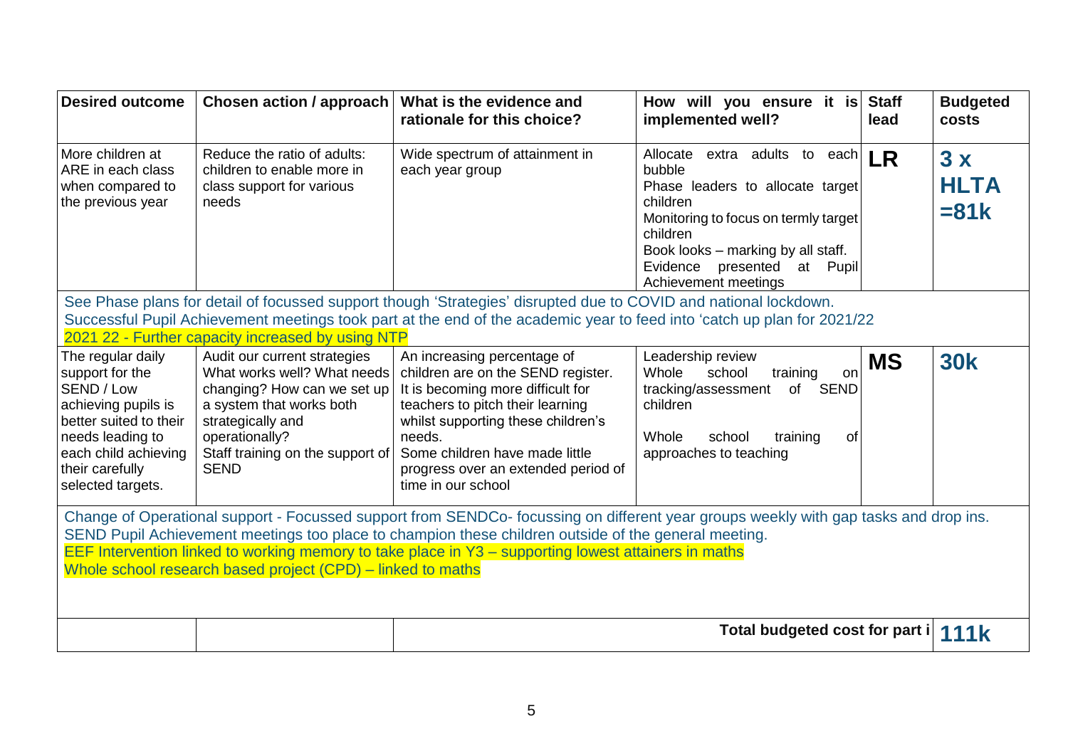| Desired outcome | Chosen action / approach | What is the evidence and rationale for this choice? | How will you ensure it is implemented well? | Staff lead | Budgeted costs |
|---|---|---|---|---|---|
| More children at ARE in each class when compared to the previous year | Reduce the ratio of adults: children to enable more in class support for various needs | Wide spectrum of attainment in each year group | Allocate extra adults to each bubble<br>Phase leaders to allocate target children<br>Monitoring to focus on termly target children<br>Book looks – marking by all staff.<br>Evidence presented at Pupil Achievement meetings | **LR** | **3 x HLTA =81k** |
| See Phase plans for detail of focussed support though 'Strategies' disrupted due to COVID and national lockdown.<br>Successful Pupil Achievement meetings took part at the end of the academic year to feed into 'catch up plan for 2021/22<br>2021 22 - Further capacity increased by using NTP | | | | | |
| The regular daily support for the SEND / Low achieving pupils is better suited to their needs leading to each child achieving their carefully selected targets. | Audit our current strategies What works well? What needs changing? How can we set up a system that works both strategically and operationally?<br>Staff training on the support of SEND | An increasing percentage of children are on the SEND register. It is becoming more difficult for teachers to pitch their learning whilst supporting these children's needs.<br>Some children have made little progress over an extended period of time in our school | Leadership review<br>Whole school training on tracking/assessment of SEND children<br><br>Whole school training of approaches to teaching | **MS** | **30k** |
| Change of Operational support - Focussed support from SENDCo- focussing on different year groups weekly with gap tasks and drop ins.<br>SEND Pupil Achievement meetings too place to champion these children outside of the general meeting.<br>EEF Intervention linked to working memory to take place in Y3 – supporting lowest attainers in maths<br>Whole school research based project (CPD) – linked to maths | | | | | |
| | | | **Total budgeted cost for part i** | | **111k** |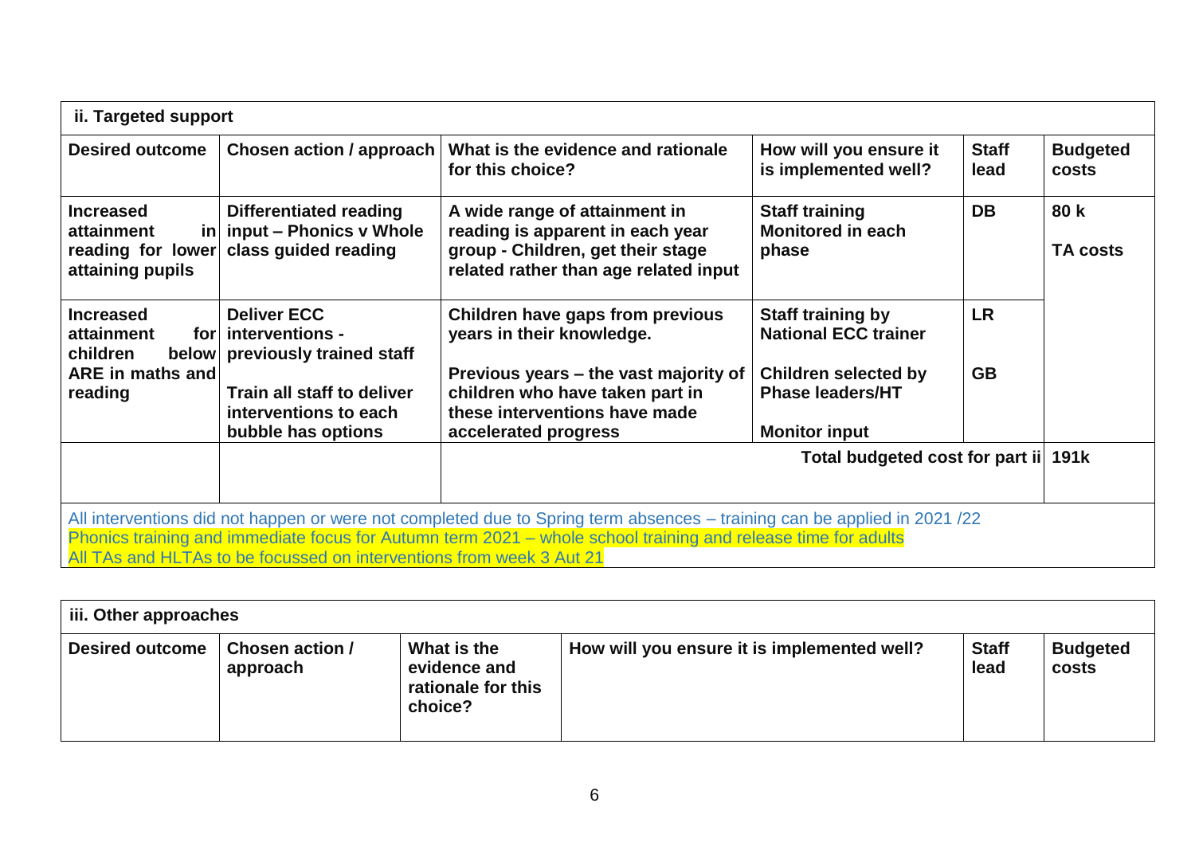| ii. Targeted support | | | | | |
|---|---|---|---|---|---|
| **Desired outcome** | **Chosen action / approach** | **What is the evidence and rationale for this choice?** | **How will you ensure it is implemented well?** | **Staff lead** | **Budgeted costs** |
| **Increased attainment in reading for lower attaining pupils** | **Differentiated reading input – Phonics v Whole class guided reading** | **A wide range of attainment in reading is apparent in each year group - Children, get their stage related rather than age related input** | **Staff training** **Monitored in each phase** | **DB** | **80 k** **TA costs** |
| **Increased attainment for children below ARE in maths and reading** | **Deliver ECC interventions - previously trained staff** **Train all staff to deliver interventions to each bubble has options** | **Children have gaps from previous years in their knowledge.** **Previous years – the vast majority of children who have taken part in these interventions have made accelerated progress** | **Staff training by National ECC trainer** **Children selected by Phase leaders/HT** **Monitor input** | **LR** **GB** | |
| | | | **Total budgeted cost for part ii** | | **191k** |

All interventions did not happen or were not completed due to Spring term absences – training can be applied in 2021 /22
Phonics training and immediate focus for Autumn term 2021 – whole school training and release time for adults
All TAs and HLTAs to be focussed on interventions from week 3 Aut 21

| iii. Other approaches | | | | | |
|---|---|---|---|---|---|
| **Desired outcome** | **Chosen action / approach** | **What is the evidence and rationale for this choice?** | **How will you ensure it is implemented well?** | **Staff lead** | **Budgeted costs** |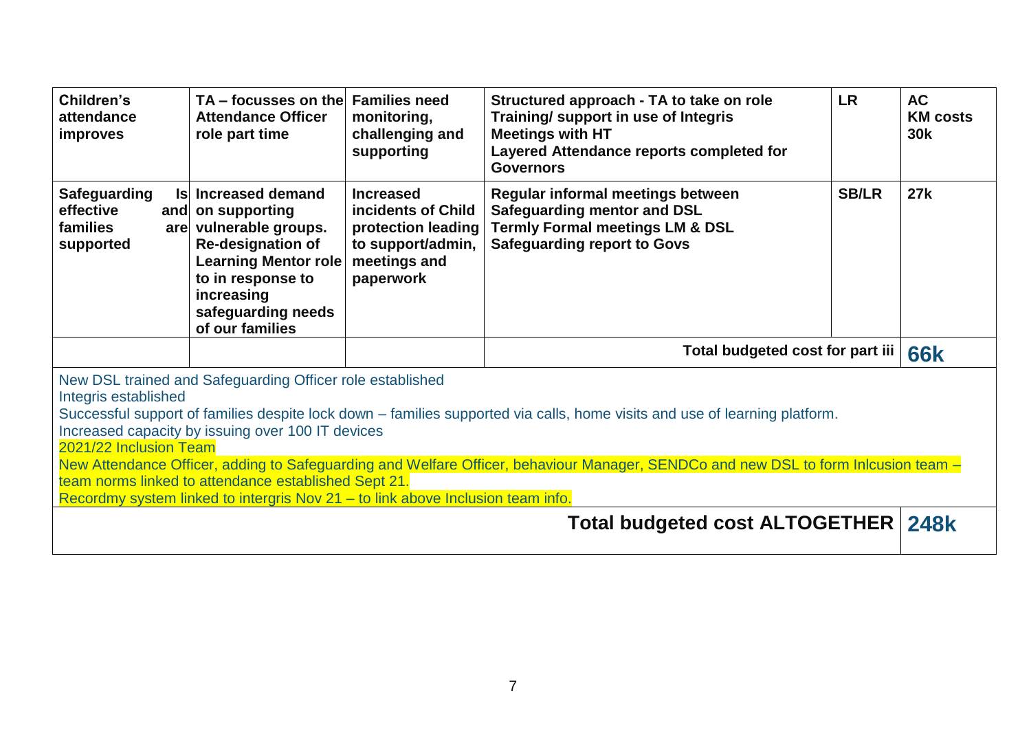| | | | | | |
|---|---|---|---|---|---|
| **Children's attendance improves** | **TA – focusses on the Attendance Officer role part time** | **Families need monitoring, challenging and supporting** | **Structured approach - TA to take on role**<br>**Training/ support in use of Integris**<br>**Meetings with HT**<br>**Layered Attendance reports completed for Governors** | **LR** | **AC**<br>**KM costs 30k** |
| **Safeguarding Is effective and families are supported** | **Increased demand on supporting vulnerable groups. Re-designation of Learning Mentor role to in response to increasing safeguarding needs of our families** | **Increased incidents of Child protection leading to support/admin, meetings and paperwork** | **Regular informal meetings between Safeguarding mentor and DSL**<br>**Termly Formal meetings LM & DSL**<br>**Safeguarding report to Govs** | **SB/LR** | **27k** |
| | | | **Total budgeted cost for part iii** | | **66k** |

New DSL trained and Safeguarding Officer role established
Integris established
Successful support of families despite lock down – families supported via calls, home visits and use of learning platform.
Increased capacity by issuing over 100 IT devices
2021/22 Inclusion Team
New Attendance Officer, adding to Safeguarding and Welfare Officer, behaviour Manager, SENDCo and new DSL to form Inlcusion team – team norms linked to attendance established Sept 21.
Recordmy system linked to intergris Nov 21 – to link above Inclusion team info.

| | |
|---|---|
| **Total budgeted cost ALTOGETHER** | **248k** |